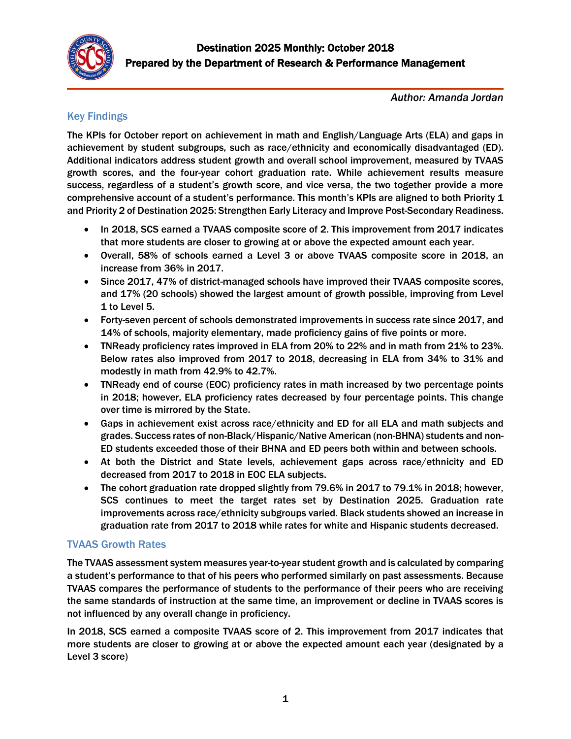# Destination 2025 Monthly: October 2018

**Prepared by the Department of Research & Performance Management**

*Author: Amanda Jordan*

## Key Findings

**The KPIs for October report on achievement in math and English/Language Arts (ELA) and gaps in achievement by student subgroups, such as race/ethnicity and economically disadvantaged (ED). Additional indicators address student growth and overall school improvement, measured by TVAAS growth scores, and the four-year cohort graduation rate. While achievement results measure success, regardless of a student's growth score, and vice versa, the two together provide a more comprehensive account of a student's performance. This month's KPIs are aligned to both Priority 1 and Priority 2 of Destination 2025: Strengthen Early Literacy and Improve Post-Secondary Readiness.**

- **In 2018, SCS earned a TVAAS composite score of 2. This improvement from 2017 indicates that more students are closer to growing at or above the expected amount each year.**
- **Overall, 58% of schools earned a Level 3 or above TVAAS composite score in 2018, an increase from 36% in 2017.**
- **Since 2017, 47% of district-managed schools have improved their TVAAS composite scores, and 17% (20 schools) showed the largest amount of growth possible, improving from Level 1 to Level 5.**
- **Forty-seven percent of schools demonstrated improvements in success rate since 2017, and 14% of schools, majority elementary, made proficiency gains of five points or more.**
- **TNReady proficiency rates improved in ELA from 20% to 22% and in math from 21% to 23%. Below rates also improved from 2017 to 2018, decreasing in ELA from 34% to 31% and modestly in math from 42.9% to 42.7%.**
- **TNReady end of course (EOC) proficiency rates in math increased by two percentage points in 2018; however, ELA proficiency rates decreased by four percentage points. This change over time is mirrored by the State.**
- **Gaps in achievement exist across race/ethnicity and ED for all ELA and math subjects and grades. Success rates of non-Black/Hispanic/Native American (non-BHNA) students and non-ED students exceeded those of their BHNA and ED peers both within and between schools.**
- **At both the District and State levels, achievement gaps across race/ethnicity and ED decreased from 2017 to 2018 in EOC ELA subjects.**
- **The cohort graduation rate dropped slightly from 79.6% in 2017 to 79.1% in 2018; however, SCS continues to meet the target rates set by Destination 2025. Graduation rate improvements across race/ethnicity subgroups varied. Black students showed an increase in graduation rate from 2017 to 2018 while rates for white and Hispanic students decreased.**

## TVAAS Growth Rates

**The TVAAS assessment system measures year-to-year student growth and is calculated by comparing a student's performance to that of his peers who performed similarly on past assessments. Because TVAAS compares the performance of students to the performance of their peers who are receiving the same standards of instruction at the same time, an improvement or decline in TVAAS scores is not influenced by any overall change in proficiency.**

**In 2018, SCS earned a composite TVAAS score of 2. This improvement from 2017 indicates that more students are closer to growing at or above the expected amount each year (designated by a Level 3 score)**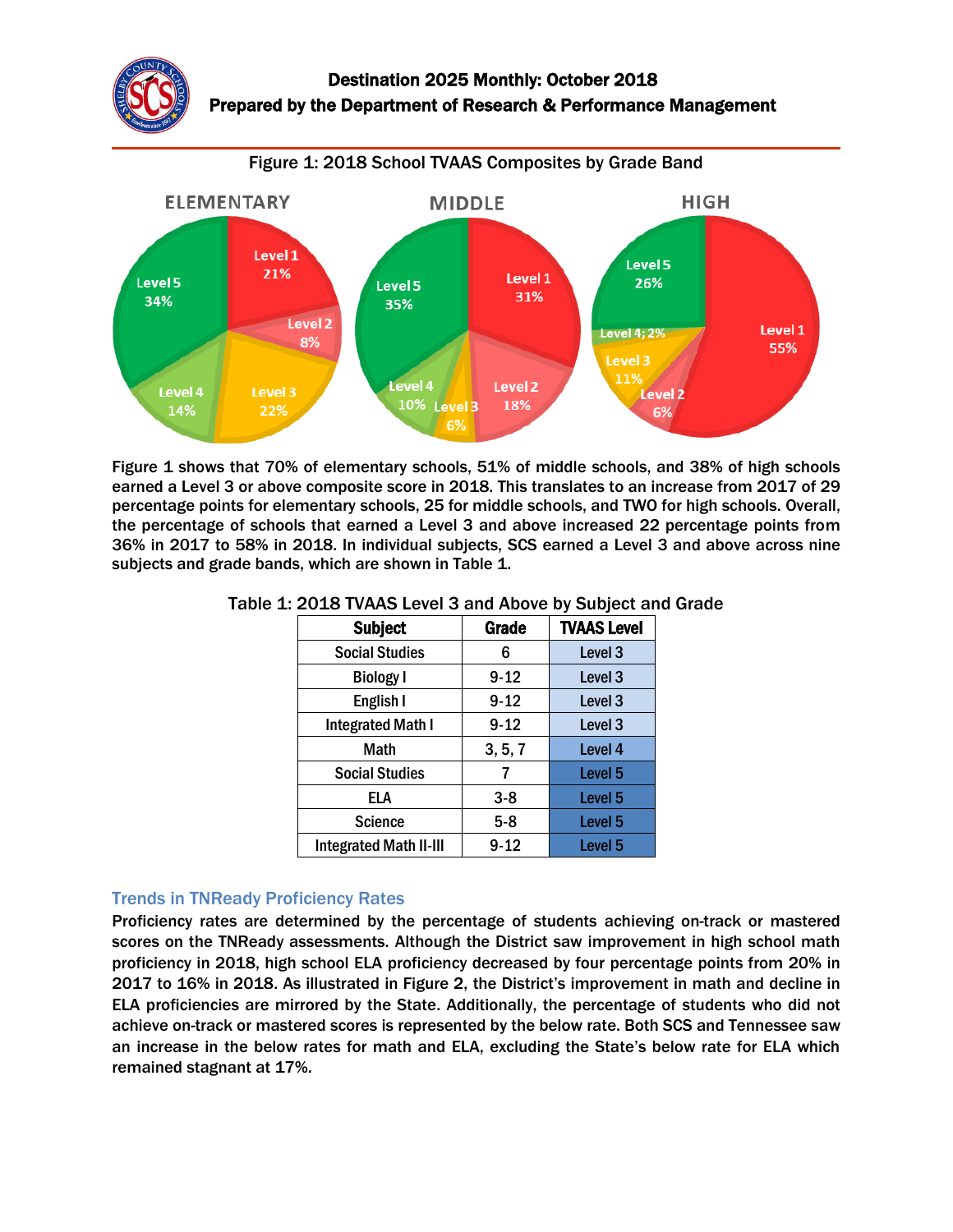Destination 2025 Monthly: October 2018
Prepared by the Department of Research & Performance Management

Figure 1: 2018 School TVAAS Composites by Grade Band

Figure 1 shows that 70% of elementary schools, 51% of middle schools, and 38% of high schools earned a Level 3 or above composite score in 2018. This translates to an increase from 2017 of 29 percentage points for elementary schools, 25 for middle schools, and TWO for high schools. Overall, the percentage of schools that earned a Level 3 and above increased 22 percentage points from 36% in 2017 to 58% in 2018. In individual subjects, SCS earned a Level 3 and above across nine subjects and grade bands, which are shown in Table 1.

Table 1: 2018 TVAAS Level 3 and Above by Subject and Grade

| Subject | Grade | TVAAS Level |
|---|---|---|
| Social Studies | 6 | Level 3 |
| Biology I | 9-12 | Level 3 |
| English I | 9-12 | Level 3 |
| Integrated Math I | 9-12 | Level 3 |
| Math | 3, 5, 7 | Level 4 |
| Social Studies | 7 | Level 5 |
| ELA | 3-8 | Level 5 |
| Science | 5-8 | Level 5 |
| Integrated Math II-III | 9-12 | Level 5 |

## Trends in TNReady Proficiency Rates

Proficiency rates are determined by the percentage of students achieving on-track or mastered scores on the TNReady assessments. Although the District saw improvement in high school math proficiency in 2018, high school ELA proficiency decreased by four percentage points from 20% in 2017 to 16% in 2018. As illustrated in Figure 2, the District's improvement in math and decline in ELA proficiencies are mirrored by the State. Additionally, the percentage of students who did not achieve on-track or mastered scores is represented by the below rate. Both SCS and Tennessee saw an increase in the below rates for math and ELA, excluding the State's below rate for ELA which remained stagnant at 17%.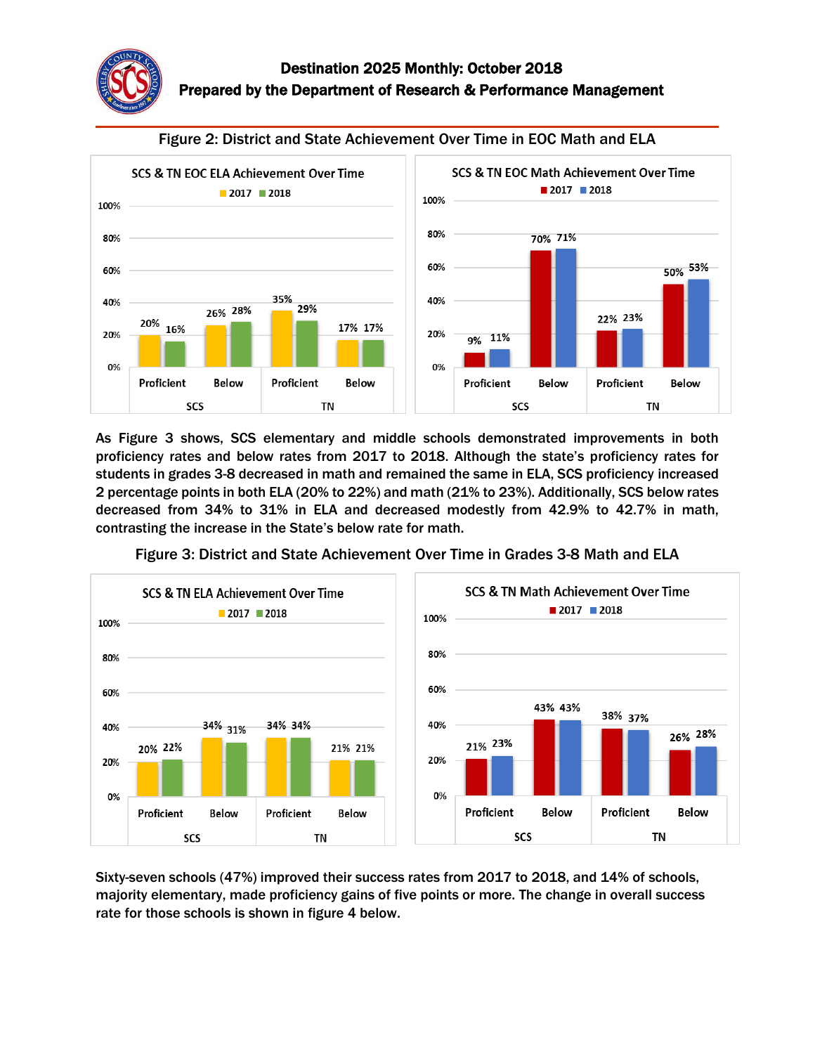# Destination 2025 Monthly: October 2018

## Prepared by the Department of Research & Performance Management

Figure 2: District and State Achievement Over Time in EOC Math and ELA

**SCS & TN EOC ELA Achievement Over Time**

| | | 2017 | 2018 |
|---|---|---|---|
| SCS | Proficient | 20% | 16% |
| SCS | Below | 26% | 28% |
| TN | Proficient | 35% | 29% |
| TN | Below | 17% | 17% |

**SCS & TN EOC Math Achievement Over Time**

| | | 2017 | 2018 |
|---|---|---|---|
| SCS | Proficient | 9% | 11% |
| SCS | Below | 70% | 71% |
| TN | Proficient | 22% | 23% |
| TN | Below | 50% | 53% |

As Figure 3 shows, SCS elementary and middle schools demonstrated improvements in both proficiency rates and below rates from 2017 to 2018. Although the state's proficiency rates for students in grades 3-8 decreased in math and remained the same in ELA, SCS proficiency increased 2 percentage points in both ELA (20% to 22%) and math (21% to 23%). Additionally, SCS below rates decreased from 34% to 31% in ELA and decreased modestly from 42.9% to 42.7% in math, contrasting the increase in the State's below rate for math.

Figure 3: District and State Achievement Over Time in Grades 3-8 Math and ELA

**SCS & TN ELA Achievement Over Time**

| | | 2017 | 2018 |
|---|---|---|---|
| SCS | Proficient | 20% | 22% |
| SCS | Below | 34% | 31% |
| TN | Proficient | 34% | 34% |
| TN | Below | 21% | 21% |

**SCS & TN Math Achievement Over Time**

| | | 2017 | 2018 |
|---|---|---|---|
| SCS | Proficient | 21% | 23% |
| SCS | Below | 43% | 43% |
| TN | Proficient | 38% | 37% |
| TN | Below | 26% | 28% |

Sixty-seven schools (47%) improved their success rates from 2017 to 2018, and 14% of schools, majority elementary, made proficiency gains of five points or more. The change in overall success rate for those schools is shown in figure 4 below.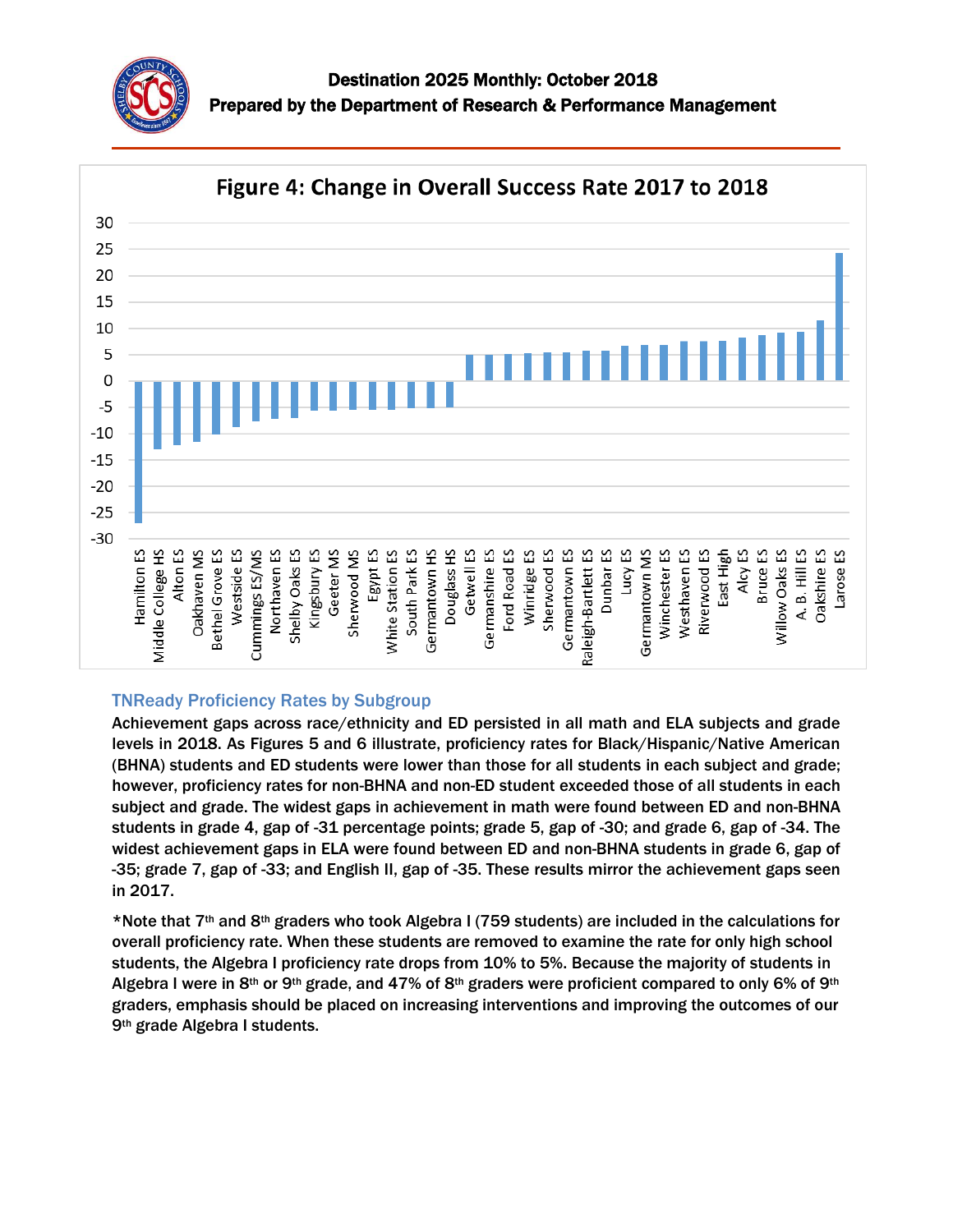Destination 2025 Monthly: October 2018
Prepared by the Department of Research & Performance Management

Figure 4: Change in Overall Success Rate 2017 to 2018

### TNReady Proficiency Rates by Subgroup

**Achievement gaps across race/ethnicity and ED persisted in all math and ELA subjects and grade levels in 2018. As Figures 5 and 6 illustrate, proficiency rates for Black/Hispanic/Native American (BHNA) students and ED students were lower than those for all students in each subject and grade; however, proficiency rates for non-BHNA and non-ED student exceeded those of all students in each subject and grade. The widest gaps in achievement in math were found between ED and non-BHNA students in grade 4, gap of -31 percentage points; grade 5, gap of -30; and grade 6, gap of -34. The widest achievement gaps in ELA were found between ED and non-BHNA students in grade 6, gap of -35; grade 7, gap of -33; and English II, gap of -35. These results mirror the achievement gaps seen in 2017.**

**\*Note that 7th and 8th graders who took Algebra I (759 students) are included in the calculations for overall proficiency rate. When these students are removed to examine the rate for only high school students, the Algebra I proficiency rate drops from 10% to 5%. Because the majority of students in Algebra I were in 8th or 9th grade, and 47% of 8th graders were proficient compared to only 6% of 9th graders, emphasis should be placed on increasing interventions and improving the outcomes of our 9th grade Algebra I students.**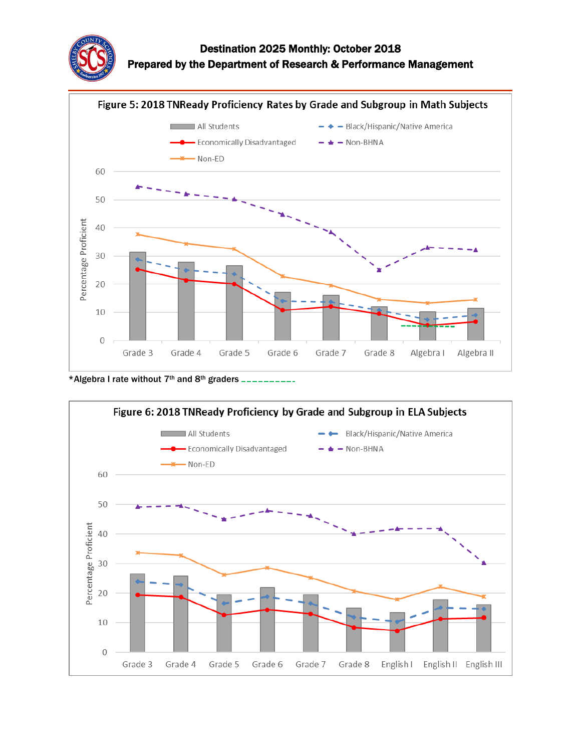# Destination 2025 Monthly: October 2018
## Prepared by the Department of Research & Performance Management

**Figure 5: 2018 TNReady Proficiency Rates by Grade and Subgroup in Math Subjects**

*Algebra I rate without 7th and 8th graders

**Figure 6: 2018 TNReady Proficiency by Grade and Subgroup in ELA Subjects**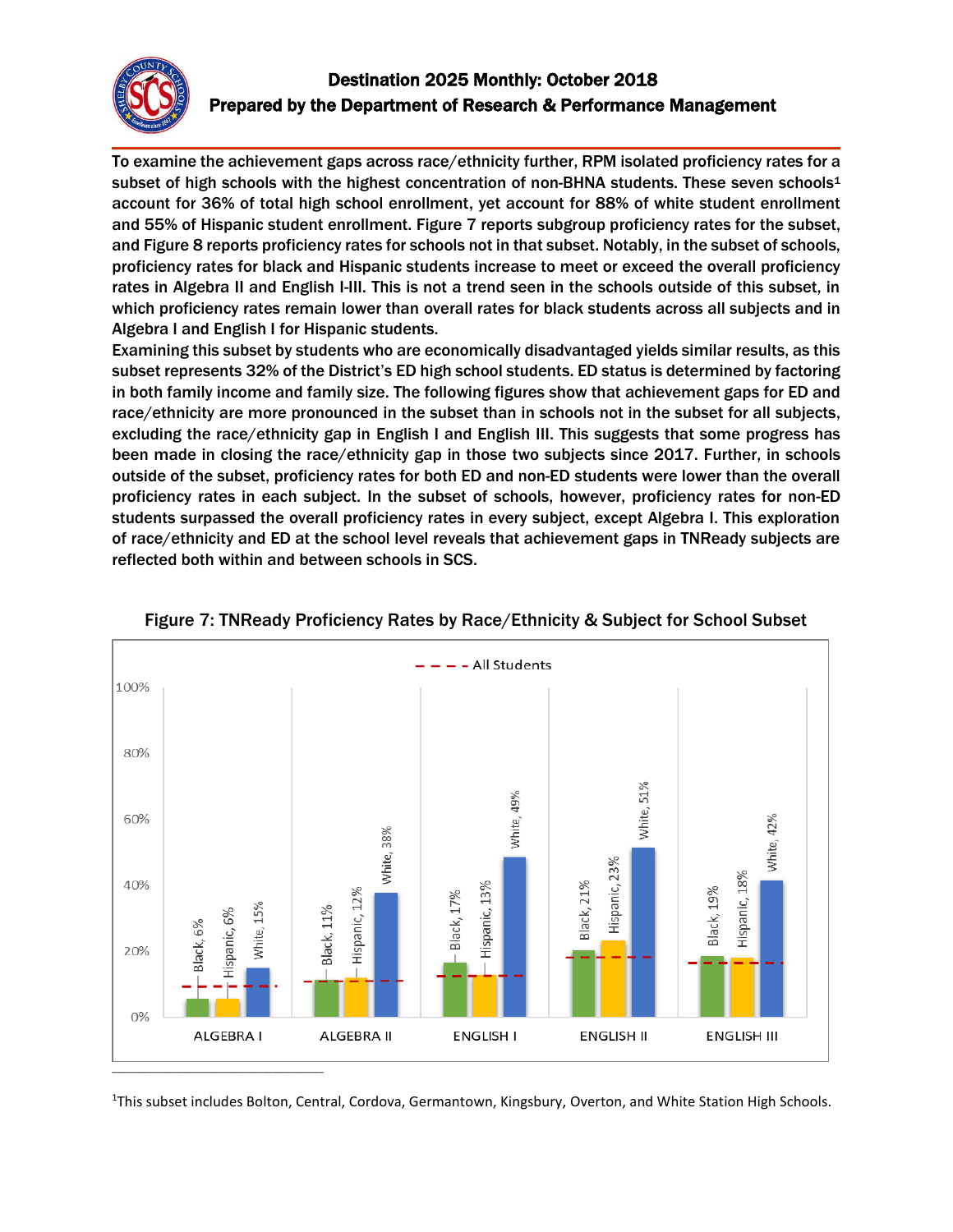# Destination 2025 Monthly: October 2018
## Prepared by the Department of Research & Performance Management

**To examine the achievement gaps across race/ethnicity further, RPM isolated proficiency rates for a subset of high schools with the highest concentration of non-BHNA students. These seven schools[1] account for 36% of total high school enrollment, yet account for 88% of white student enrollment and 55% of Hispanic student enrollment. Figure 7 reports subgroup proficiency rates for the subset, and Figure 8 reports proficiency rates for schools not in that subset. Notably, in the subset of schools, proficiency rates for black and Hispanic students increase to meet or exceed the overall proficiency rates in Algebra II and English I-III. This is not a trend seen in the schools outside of this subset, in which proficiency rates remain lower than overall rates for black students across all subjects and in Algebra I and English I for Hispanic students.**

**Examining this subset by students who are economically disadvantaged yields similar results, as this subset represents 32% of the District's ED high school students. ED status is determined by factoring in both family income and family size. The following figures show that achievement gaps for ED and race/ethnicity are more pronounced in the subset than in schools not in the subset for all subjects, excluding the race/ethnicity gap in English I and English III. This suggests that some progress has been made in closing the race/ethnicity gap in those two subjects since 2017. Further, in schools outside of the subset, proficiency rates for both ED and non-ED students were lower than the overall proficiency rates in each subject. In the subset of schools, however, proficiency rates for non-ED students surpassed the overall proficiency rates in every subject, except Algebra I. This exploration of race/ethnicity and ED at the school level reveals that achievement gaps in TNReady subjects are reflected both within and between schools in SCS.**

**Figure 7: TNReady Proficiency Rates by Race/Ethnicity & Subject for School Subset**

| Subject | Black | Hispanic | White |
|---|---|---|---|
| ALGEBRA I | 6% | 6% | 15% |
| ALGEBRA II | 11% | 12% | 38% |
| ENGLISH I | 17% | 13% | 49% |
| ENGLISH II | 21% | 23% | 51% |
| ENGLISH III | 19% | 18% | 42% |

[1] This subset includes Bolton, Central, Cordova, Germantown, Kingsbury, Overton, and White Station High Schools.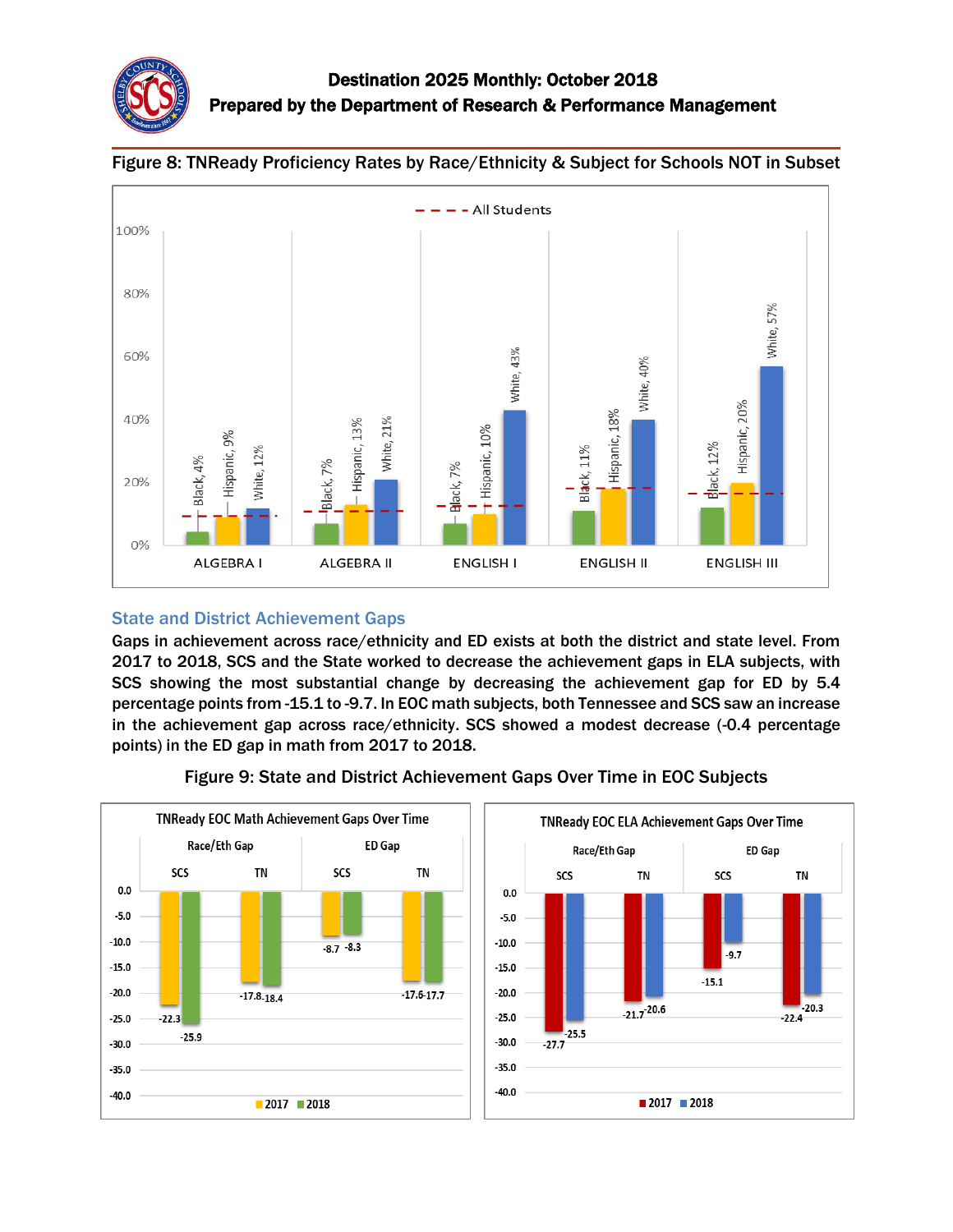Figure 8: TNReady Proficiency Rates by Race/Ethnicity & Subject for Schools NOT in Subset

| Subject | Black | Hispanic | White |
|---|---|---|---|
| ALGEBRA I | 4% | 9% | 12% |
| ALGEBRA II | 7% | 13% | 21% |
| ENGLISH I | 7% | 10% | 43% |
| ENGLISH II | 11% | 18% | 40% |
| ENGLISH III | 12% | 20% | 57% |

## State and District Achievement Gaps

**Gaps in achievement across race/ethnicity and ED exists at both the district and state level. From 2017 to 2018, SCS and the State worked to decrease the achievement gaps in ELA subjects, with SCS showing the most substantial change by decreasing the achievement gap for ED by 5.4 percentage points from -15.1 to -9.7. In EOC math subjects, both Tennessee and SCS saw an increase in the achievement gap across race/ethnicity. SCS showed a modest decrease (-0.4 percentage points) in the ED gap in math from 2017 to 2018.**

Figure 9: State and District Achievement Gaps Over Time in EOC Subjects

TNReady EOC Math Achievement Gaps Over Time

| | Race/Eth Gap | | ED Gap | |
|---|---|---|---|---|
| | SCS | TN | SCS | TN |
| 2017 | -22.3 | -17.8 | -8.7 | -17.6 |
| 2018 | -25.9 | -18.4 | -8.3 | -17.7 |

TNReady EOC ELA Achievement Gaps Over Time

| | Race/Eth Gap | | ED Gap | |
|---|---|---|---|---|
| | SCS | TN | SCS | TN |
| 2017 | -27.7 | -21.7 | -15.1 | -22.4 |
| 2018 | -25.5 | -20.6 | -9.7 | -20.3 |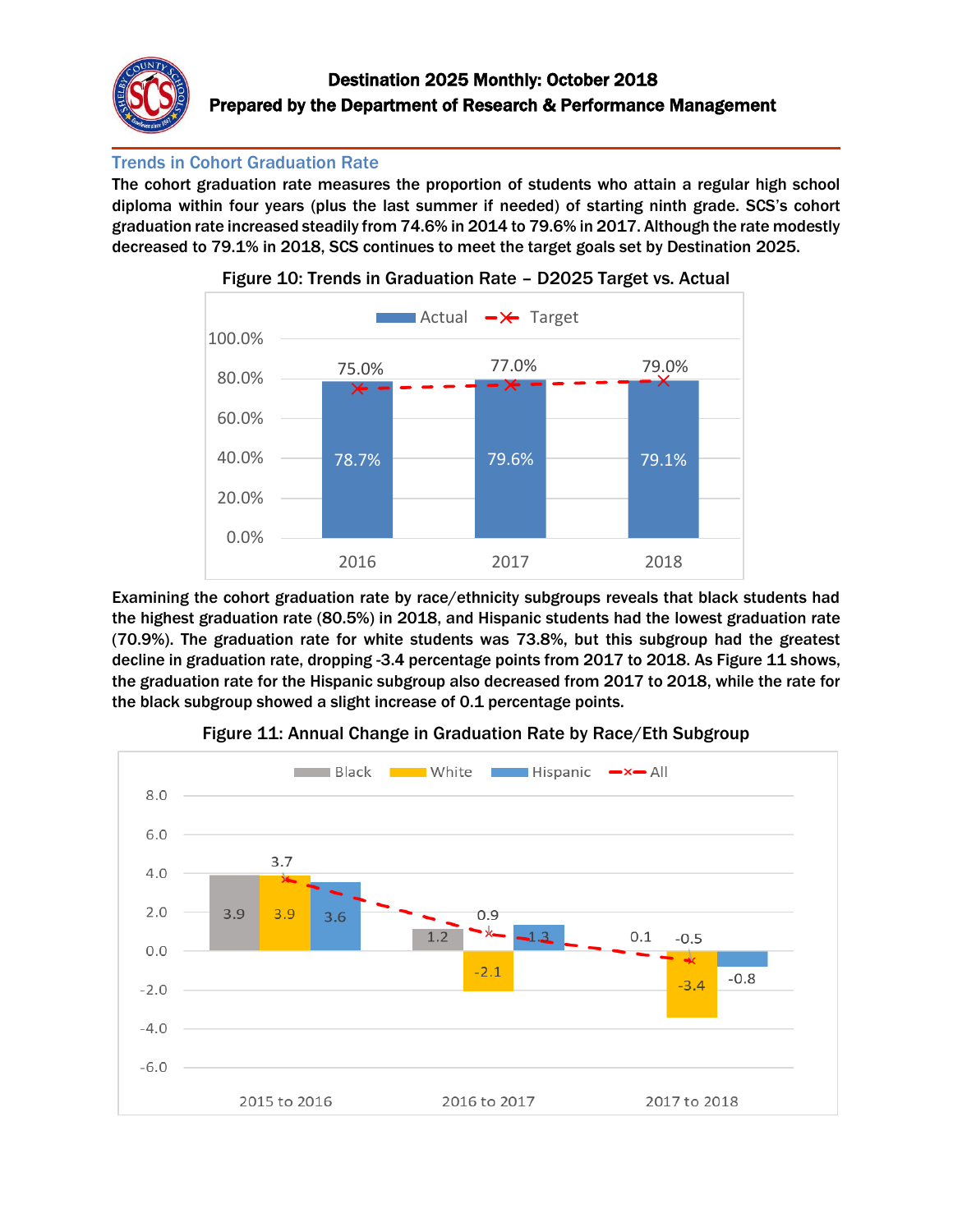Destination 2025 Monthly: October 2018
Prepared by the Department of Research & Performance Management

## Trends in Cohort Graduation Rate

**The cohort graduation rate measures the proportion of students who attain a regular high school diploma within four years (plus the last summer if needed) of starting ninth grade. SCS's cohort graduation rate increased steadily from 74.6% in 2014 to 79.6% in 2017. Although the rate modestly decreased to 79.1% in 2018, SCS continues to meet the target goals set by Destination 2025.**

**Figure 10: Trends in Graduation Rate – D2025 Target vs. Actual**

| Year | Actual | Target |
|---|---|---|
| 2016 | 78.7% | 75.0% |
| 2017 | 79.6% | 77.0% |
| 2018 | 79.1% | 79.0% |

**Examining the cohort graduation rate by race/ethnicity subgroups reveals that black students had the highest graduation rate (80.5%) in 2018, and Hispanic students had the lowest graduation rate (70.9%). The graduation rate for white students was 73.8%, but this subgroup had the greatest decline in graduation rate, dropping -3.4 percentage points from 2017 to 2018. As Figure 11 shows, the graduation rate for the Hispanic subgroup also decreased from 2017 to 2018, while the rate for the black subgroup showed a slight increase of 0.1 percentage points.**

**Figure 11: Annual Change in Graduation Rate by Race/Eth Subgroup**

| Period | Black | White | Hispanic | All |
|---|---|---|---|---|
| 2015 to 2016 | 3.9 | 3.9 | 3.6 | 3.7 |
| 2016 to 2017 | 1.2 | -2.1 | 1.3 | 0.9 |
| 2017 to 2018 | 0.1 | -3.4 | -0.8 | -0.5 |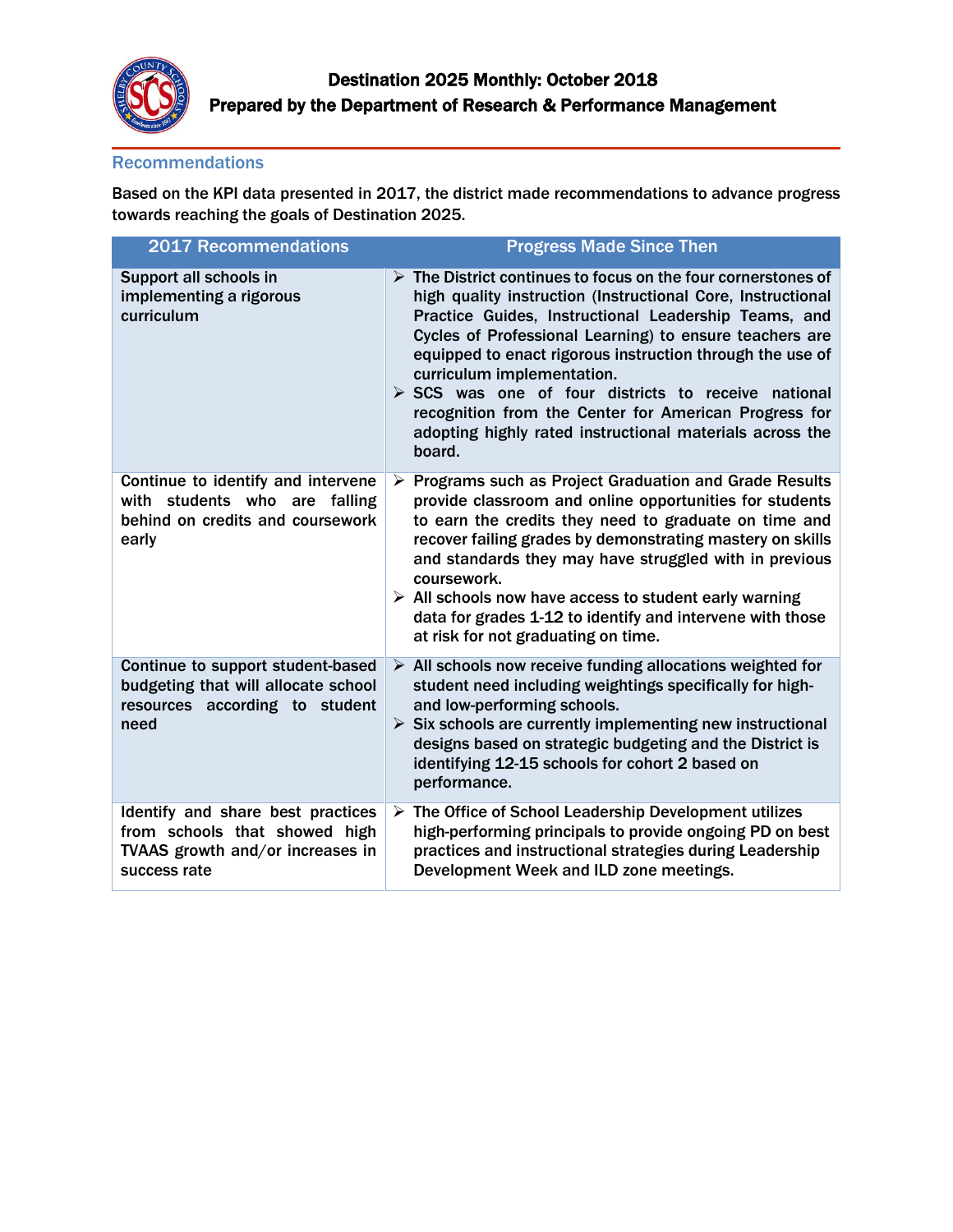# Destination 2025 Monthly: October 2018

## Prepared by the Department of Research & Performance Management

### Recommendations

Based on the KPI data presented in 2017, the district made recommendations to advance progress towards reaching the goals of Destination 2025.

| 2017 Recommendations | Progress Made Since Then |
| --- | --- |
| Support all schools in implementing a rigorous curriculum | ➢ The District continues to focus on the four cornerstones of high quality instruction (Instructional Core, Instructional Practice Guides, Instructional Leadership Teams, and Cycles of Professional Learning) to ensure teachers are equipped to enact rigorous instruction through the use of curriculum implementation.<br>➢ SCS was one of four districts to receive national recognition from the Center for American Progress for adopting highly rated instructional materials across the board. |
| Continue to identify and intervene with students who are falling behind on credits and coursework early | ➢ Programs such as Project Graduation and Grade Results provide classroom and online opportunities for students to earn the credits they need to graduate on time and recover failing grades by demonstrating mastery on skills and standards they may have struggled with in previous coursework.<br>➢ All schools now have access to student early warning data for grades 1-12 to identify and intervene with those at risk for not graduating on time. |
| Continue to support student-based budgeting that will allocate school resources according to student need | ➢ All schools now receive funding allocations weighted for student need including weightings specifically for high- and low-performing schools.<br>➢ Six schools are currently implementing new instructional designs based on strategic budgeting and the District is identifying 12-15 schools for cohort 2 based on performance. |
| Identify and share best practices from schools that showed high TVAAS growth and/or increases in success rate | ➢ The Office of School Leadership Development utilizes high-performing principals to provide ongoing PD on best practices and instructional strategies during Leadership Development Week and ILD zone meetings. |